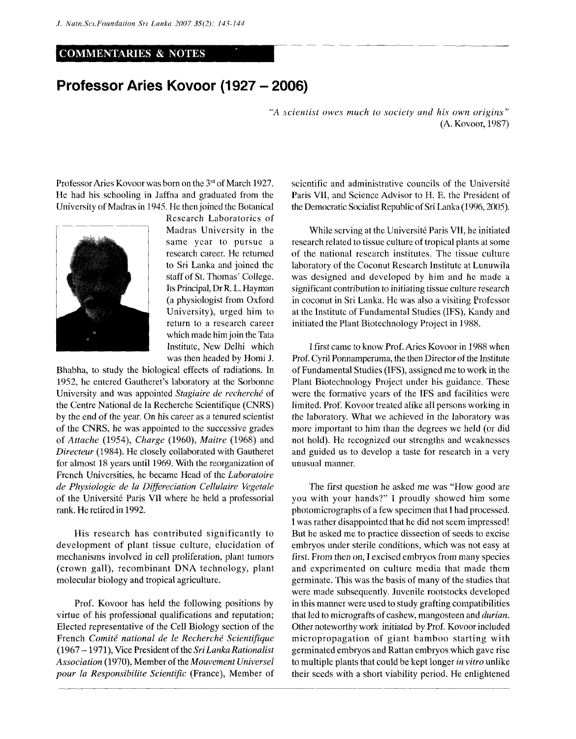## COMMENTARIES & NOTES

# Professor Aries Kovoor (1927 – 2006)

*"A scientist owes much to society and his own origins"*
(A. Kovoor, 1987)

Professor Aries Kovoor was born on the 3rd of March 1927. He had his schooling in Jaffna and graduated from the University of Madras in 1945. He then joined the Botanical Research Laboratories of Madras University in the same year to pursue a research career. He returned to Sri Lanka and joined the staff of St. Thomas' College. Its Principal, Dr R. L. Hayman (a physiologist from Oxford University), urged him to return to a research career which made him join the Tata Institute, New Delhi which was then headed by Homi J. Bhabha, to study the biological effects of radiations. In 1952, he entered Gautheret's laboratory at the Sorbonne University and was appointed *Stagiaire de recherché* of the Centre National de la Recherche Scientifique (CNRS) by the end of the year. On his career as a tenured scientist of the CNRS, he was appointed to the successive grades of *Attache* (1954), *Charge* (1960), *Maitre* (1968) and *Directeur* (1984). He closely collaborated with Gautheret for almost 18 years until 1969. With the reorganization of French Universities, he became Head of the *Laboratoire de Physiologie de la Differeciation Cellulaire Vegetale* of the Université Paris VII where he held a professorial rank. He retired in 1992.

His research has contributed significantly to development of plant tissue culture, elucidation of mechanisms involved in cell proliferation, plant tumors (crown gall), recombinant DNA technology, plant molecular biology and tropical agriculture.

Prof. Kovoor has held the following positions by virtue of his professional qualifications and reputation; Elected representative of the Cell Biology section of the French *Comité national de le Recherché Scientifique* (1967 – 1971), Vice President of the *Sri Lanka Rationalist Association* (1970), Member of the *Mouvement Universel pour la Responsibilite Scientific* (France), Member of scientific and administrative councils of the Université Paris VII, and Science Advisor to H. E. the President of the Democratic Socialist Republic of Sri Lanka (1996, 2005).

While serving at the Université Paris VII, he initiated research related to tissue culture of tropical plants at some of the national research institutes. The tissue culture laboratory of the Coconut Research Institute at Lunuwila was designed and developed by him and he made a significant contribution to initiating tissue culture research in coconut in Sri Lanka. He was also a visiting Professor at the Institute of Fundamental Studies (IFS), Kandy and initiated the Plant Biotechnology Project in 1988.

I first came to know Prof. Aries Kovoor in 1988 when Prof. Cyril Ponnamperuma, the then Director of the Institute of Fundamental Studies (IFS), assigned me to work in the Plant Biotechnology Project under his guidance. These were the formative years of the IFS and facilities were limited. Prof. Kovoor treated alike all persons working in the laboratory. What we achieved in the laboratory was more important to him than the degrees we held (or did not hold). He recognized our strengths and weaknesses and guided us to develop a taste for research in a very unusual manner.

The first question he asked me was "How good are you with your hands?" I proudly showed him some photomicrographs of a few specimen that I had processed. I was rather disappointed that he did not seem impressed! But he asked me to practice dissection of seeds to excise embryos under sterile conditions, which was not easy at first. From then on, I excised embryos from many species and experimented on culture media that made them germinate. This was the basis of many of the studies that were made subsequently. Juvenile rootstocks developed in this manner were used to study grafting compatibilities that led to micrografts of cashew, mangosteen and *durian*. Other noteworthy work initiated by Prof. Kovoor included micropropagation of giant bamboo starting with germinated embryos and Rattan embryos which gave rise to multiple plants that could be kept longer *in vitro* unlike their seeds with a short viability period. He enlightened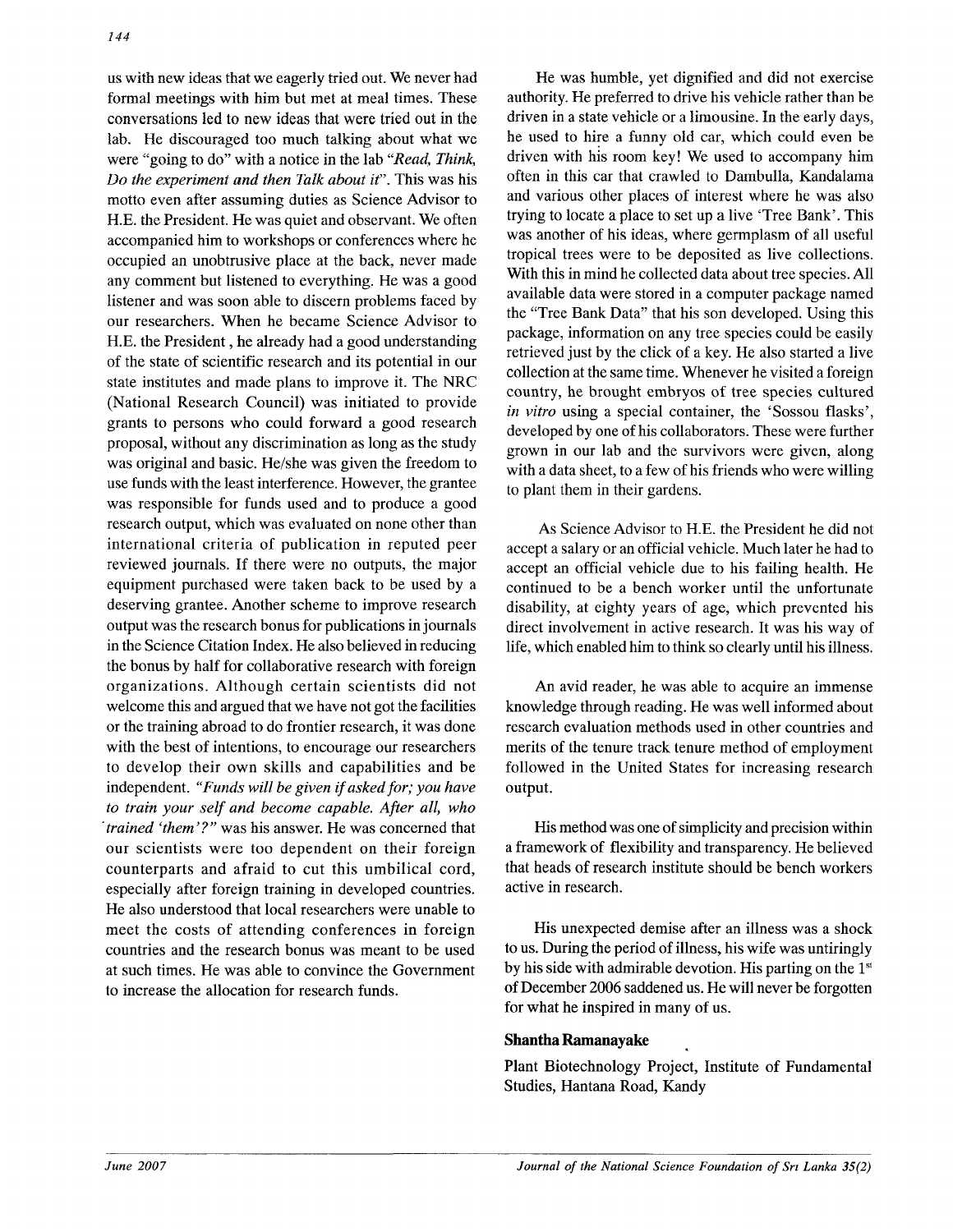us with new ideas that we eagerly tried out. We never had formal meetings with him but met at meal times. These conversations led to new ideas that were tried out in the lab. He discouraged too much talking about what we were "going to do" with a notice in the lab *"Read, Think, Do the experiment and then Talk about it"*. This was his motto even after assuming duties as Science Advisor to H.E. the President. He was quiet and observant. We often accompanied him to workshops or conferences where he occupied an unobtrusive place at the back, never made any comment but listened to everything. He was a good listener and was soon able to discern problems faced by our researchers. When he became Science Advisor to H.E. the President , he already had a good understanding of the state of scientific research and its potential in our state institutes and made plans to improve it. The NRC (National Research Council) was initiated to provide grants to persons who could forward a good research proposal, without any discrimination as long as the study was original and basic. He/she was given the freedom to use funds with the least interference. However, the grantee was responsible for funds used and to produce a good research output, which was evaluated on none other than international criteria of publication in reputed peer reviewed journals. If there were no outputs, the major equipment purchased were taken back to be used by a deserving grantee. Another scheme to improve research output was the research bonus for publications in journals in the Science Citation Index. He also believed in reducing the bonus by half for collaborative research with foreign organizations. Although certain scientists did not welcome this and argued that we have not got the facilities or the training abroad to do frontier research, it was done with the best of intentions, to encourage our researchers to develop their own skills and capabilities and be independent. *"Funds will be given if asked for; you have to train your self and become capable. After all, who trained 'them'?"* was his answer. He was concerned that our scientists were too dependent on their foreign counterparts and afraid to cut this umbilical cord, especially after foreign training in developed countries. He also understood that local researchers were unable to meet the costs of attending conferences in foreign countries and the research bonus was meant to be used at such times. He was able to convince the Government to increase the allocation for research funds.

He was humble, yet dignified and did not exercise authority. He preferred to drive his vehicle rather than be driven in a state vehicle or a limousine. In the early days, he used to hire a funny old car, which could even be driven with his room key! We used to accompany him often in this car that crawled to Dambulla, Kandalama and various other places of interest where he was also trying to locate a place to set up a live 'Tree Bank'. This was another of his ideas, where germplasm of all useful tropical trees were to be deposited as live collections. With this in mind he collected data about tree species. All available data were stored in a computer package named the "Tree Bank Data" that his son developed. Using this package, information on any tree species could be easily retrieved just by the click of a key. He also started a live collection at the same time. Whenever he visited a foreign country, he brought embryos of tree species cultured *in vitro* using a special container, the 'Sossou flasks', developed by one of his collaborators. These were further grown in our lab and the survivors were given, along with a data sheet, to a few of his friends who were willing to plant them in their gardens.

As Science Advisor to H.E. the President he did not accept a salary or an official vehicle. Much later he had to accept an official vehicle due to his failing health. He continued to be a bench worker until the unfortunate disability, at eighty years of age, which prevented his direct involvement in active research. It was his way of life, which enabled him to think so clearly until his illness.

An avid reader, he was able to acquire an immense knowledge through reading. He was well informed about research evaluation methods used in other countries and merits of the tenure track tenure method of employment followed in the United States for increasing research output.

His method was one of simplicity and precision within a framework of flexibility and transparency. He believed that heads of research institute should be bench workers active in research.

His unexpected demise after an illness was a shock to us. During the period of illness, his wife was untiringly by his side with admirable devotion. His parting on the 1st of December 2006 saddened us. He will never be forgotten for what he inspired in many of us.

**Shantha Ramanayake**

Plant Biotechnology Project, Institute of Fundamental Studies, Hantana Road, Kandy